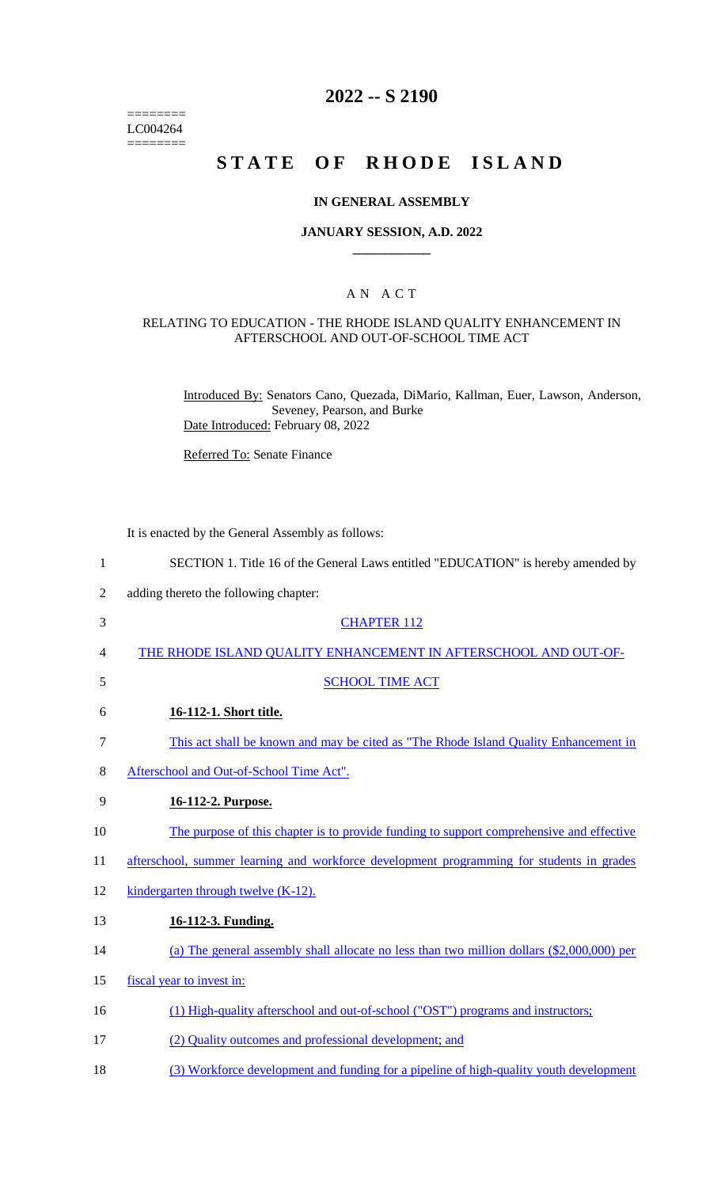========
LC004264
========

# 2022 -- S 2190

# STATE OF RHODE ISLAND

### IN GENERAL ASSEMBLY

### JANUARY SESSION, A.D. 2022

### A N A C T

RELATING TO EDUCATION - THE RHODE ISLAND QUALITY ENHANCEMENT IN AFTERSCHOOL AND OUT-OF-SCHOOL TIME ACT

Introduced By: Senators Cano, Quezada, DiMario, Kallman, Euer, Lawson, Anderson, Seveney, Pearson, and Burke

Date Introduced: February 08, 2022

Referred To: Senate Finance

It is enacted by the General Assembly as follows:

1 SECTION 1. Title 16 of the General Laws entitled "EDUCATION" is hereby amended by

2 adding thereto the following chapter:

3 CHAPTER 112

4 THE RHODE ISLAND QUALITY ENHANCEMENT IN AFTERSCHOOL AND OUT-OF-

5 SCHOOL TIME ACT

6 **16-112-1. Short title.**

7 This act shall be known and may be cited as "The Rhode Island Quality Enhancement in

8 Afterschool and Out-of-School Time Act".

9 **16-112-2. Purpose.**

10 The purpose of this chapter is to provide funding to support comprehensive and effective

11 afterschool, summer learning and workforce development programming for students in grades

12 kindergarten through twelve (K-12).

13 **16-112-3. Funding.**

14 (a) The general assembly shall allocate no less than two million dollars ($2,000,000) per

15 fiscal year to invest in:

16 (1) High-quality afterschool and out-of-school ("OST") programs and instructors;

17 (2) Quality outcomes and professional development; and

18 (3) Workforce development and funding for a pipeline of high-quality youth development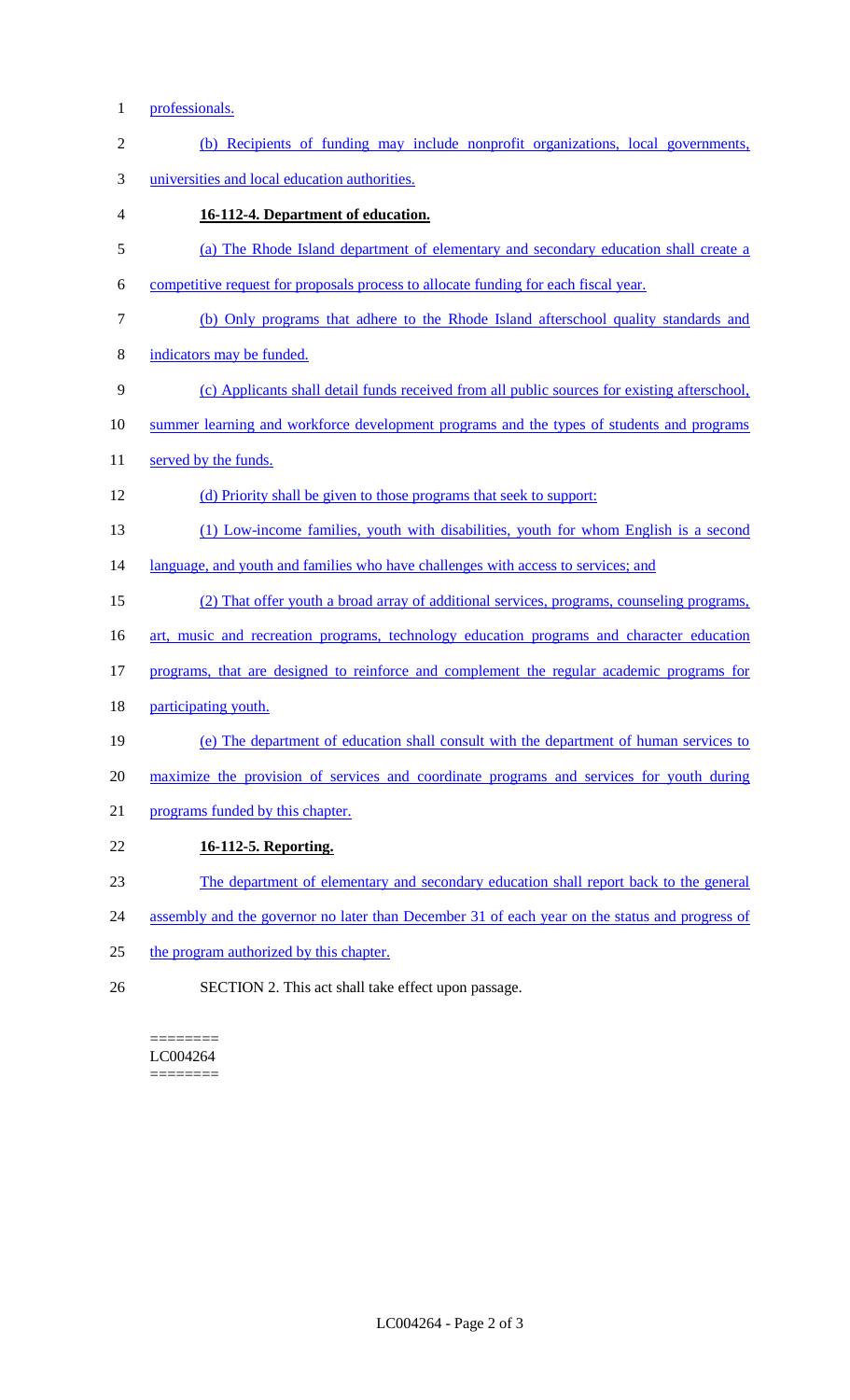professionals.

(b) Recipients of funding may include nonprofit organizations, local governments, universities and local education authorities.

**16-112-4. Department of education.**

(a) The Rhode Island department of elementary and secondary education shall create a competitive request for proposals process to allocate funding for each fiscal year.

(b) Only programs that adhere to the Rhode Island afterschool quality standards and indicators may be funded.

(c) Applicants shall detail funds received from all public sources for existing afterschool, summer learning and workforce development programs and the types of students and programs served by the funds.

(d) Priority shall be given to those programs that seek to support:

(1) Low-income families, youth with disabilities, youth for whom English is a second language, and youth and families who have challenges with access to services; and

(2) That offer youth a broad array of additional services, programs, counseling programs, art, music and recreation programs, technology education programs and character education programs, that are designed to reinforce and complement the regular academic programs for participating youth.

(e) The department of education shall consult with the department of human services to maximize the provision of services and coordinate programs and services for youth during programs funded by this chapter.

**16-112-5. Reporting.**

The department of elementary and secondary education shall report back to the general assembly and the governor no later than December 31 of each year on the status and progress of the program authorized by this chapter.

SECTION 2. This act shall take effect upon passage.

========
LC004264
========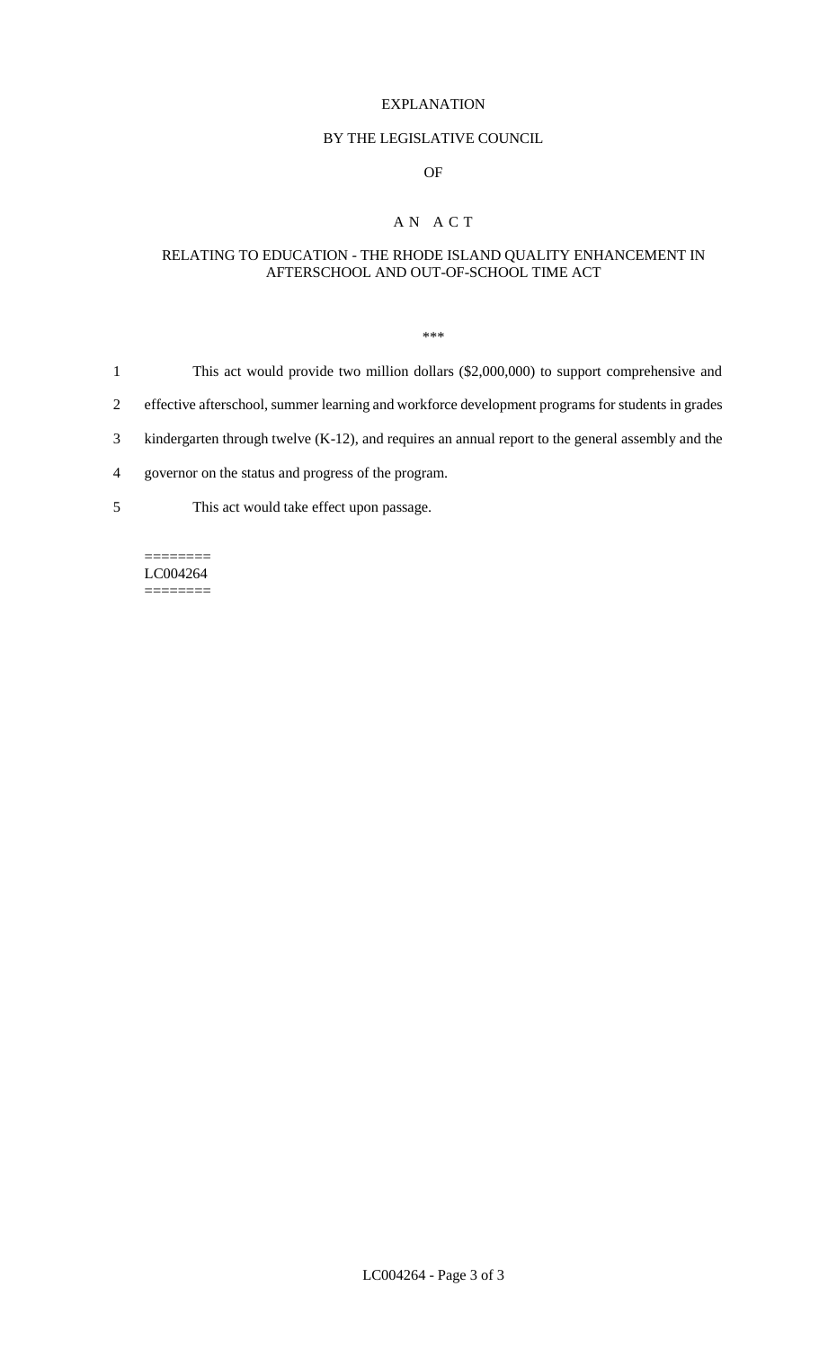EXPLANATION

BY THE LEGISLATIVE COUNCIL

OF

A N A C T

RELATING TO EDUCATION - THE RHODE ISLAND QUALITY ENHANCEMENT IN AFTERSCHOOL AND OUT-OF-SCHOOL TIME ACT

\*\*\*

1 This act would provide two million dollars ($2,000,000) to support comprehensive and
2 effective afterschool, summer learning and workforce development programs for students in grades
3 kindergarten through twelve (K-12), and requires an annual report to the general assembly and the
4 governor on the status and progress of the program.
5 This act would take effect upon passage.

========
LC004264
========